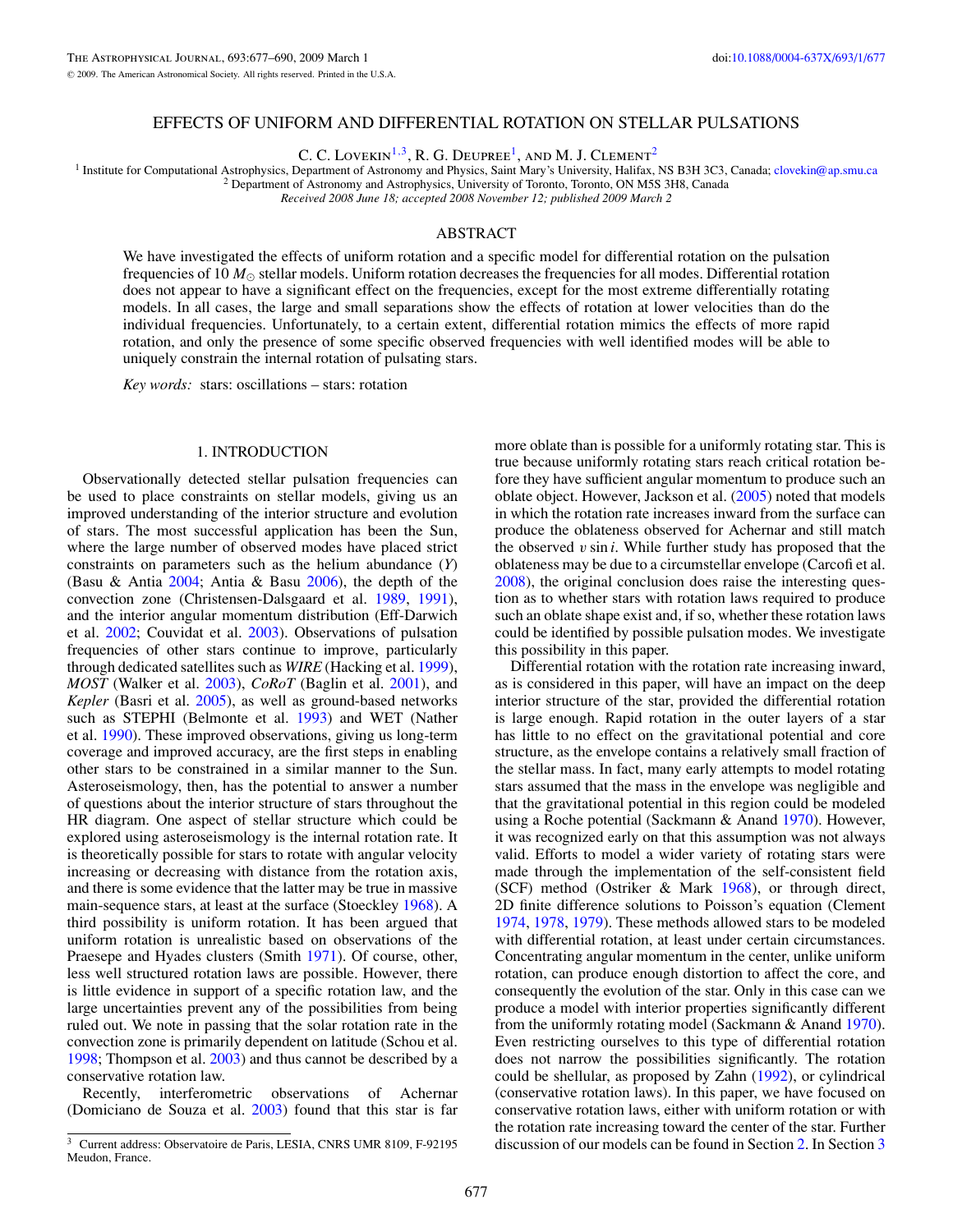# EFFECTS OF UNIFORM AND DIFFERENTIAL ROTATION ON STELLAR PULSATIONS

C. C. Lovekin[1,3], R. G. Deupree[1], and M. J. Clement[2]

[1] Institute for Computational Astrophysics, Department of Astronomy and Physics, Saint Mary's University, Halifax, NS B3H 3C3, Canada; clovekin@ap.smu.ca

[2] Department of Astronomy and Astrophysics, University of Toronto, Toronto, ON M5S 3H8, Canada

*Received 2008 June 18; accepted 2008 November 12; published 2009 March 2*

## ABSTRACT

We have investigated the effects of uniform rotation and a specific model for differential rotation on the pulsation frequencies of 10 $M_{\odot}$ stellar models. Uniform rotation decreases the frequencies for all modes. Differential rotation does not appear to have a significant effect on the frequencies, except for the most extreme differentially rotating models. In all cases, the large and small separations show the effects of rotation at lower velocities than do the individual frequencies. Unfortunately, to a certain extent, differential rotation mimics the effects of more rapid rotation, and only the presence of some specific observed frequencies with well identified modes will be able to uniquely constrain the internal rotation of pulsating stars.

*Key words:* stars: oscillations – stars: rotation

## 1. INTRODUCTION

Observationally detected stellar pulsation frequencies can be used to place constraints on stellar models, giving us an improved understanding of the interior structure and evolution of stars. The most successful application has been the Sun, where the large number of observed modes have placed strict constraints on parameters such as the helium abundance ($Y$) (Basu & Antia 2004; Antia & Basu 2006), the depth of the convection zone (Christensen-Dalsgaard et al. 1989, 1991), and the interior angular momentum distribution (Eff-Darwich et al. 2002; Couvidat et al. 2003). Observations of pulsation frequencies of other stars continue to improve, particularly through dedicated satellites such as *WIRE* (Hacking et al. 1999), *MOST* (Walker et al. 2003), *CoRoT* (Baglin et al. 2001), and *Kepler* (Basri et al. 2005), as well as ground-based networks such as STEPHI (Belmonte et al. 1993) and WET (Nather et al. 1990). These improved observations, giving us long-term coverage and improved accuracy, are the first steps in enabling other stars to be constrained in a similar manner to the Sun. Asteroseismology, then, has the potential to answer a number of questions about the interior structure of stars throughout the HR diagram. One aspect of stellar structure which could be explored using asteroseismology is the internal rotation rate. It is theoretically possible for stars to rotate with angular velocity increasing or decreasing with distance from the rotation axis, and there is some evidence that the latter may be true in massive main-sequence stars, at least at the surface (Stoeckley 1968). A third possibility is uniform rotation. It has been argued that uniform rotation is unrealistic based on observations of the Praesepe and Hyades clusters (Smith 1971). Of course, other, less well structured rotation laws are possible. However, there is little evidence in support of a specific rotation law, and the large uncertainties prevent any of the possibilities from being ruled out. We note in passing that the solar rotation rate in the convection zone is primarily dependent on latitude (Schou et al. 1998; Thompson et al. 2003) and thus cannot be described by a conservative rotation law.

Recently, interferometric observations of Achernar (Domiciano de Souza et al. 2003) found that this star is far more oblate than is possible for a uniformly rotating star. This is true because uniformly rotating stars reach critical rotation before they have sufficient angular momentum to produce such an oblate object. However, Jackson et al. (2005) noted that models in which the rotation rate increases inward from the surface can produce the oblateness observed for Achernar and still match the observed $v \sin i$. While further study has proposed that the oblateness may be due to a circumstellar envelope (Carcofi et al. 2008), the original conclusion does raise the interesting question as to whether stars with rotation laws required to produce such an oblate shape exist and, if so, whether these rotation laws could be identified by possible pulsation modes. We investigate this possibility in this paper.

Differential rotation with the rotation rate increasing inward, as is considered in this paper, will have an impact on the deep interior structure of the star, provided the differential rotation is large enough. Rapid rotation in the outer layers of a star has little to no effect on the gravitational potential and core structure, as the envelope contains a relatively small fraction of the stellar mass. In fact, many early attempts to model rotating stars assumed that the mass in the envelope was negligible and that the gravitational potential in this region could be modeled using a Roche potential (Sackmann & Anand 1970). However, it was recognized early on that this assumption was not always valid. Efforts to model a wider variety of rotating stars were made through the implementation of the self-consistent field (SCF) method (Ostriker & Mark 1968), or through direct, 2D finite difference solutions to Poisson's equation (Clement 1974, 1978, 1979). These methods allowed stars to be modeled with differential rotation, at least under certain circumstances. Concentrating angular momentum in the center, unlike uniform rotation, can produce enough distortion to affect the core, and consequently the evolution of the star. Only in this case can we produce a model with interior properties significantly different from the uniformly rotating model (Sackmann & Anand 1970). Even restricting ourselves to this type of differential rotation does not narrow the possibilities significantly. The rotation could be shellular, as proposed by Zahn (1992), or cylindrical (conservative rotation laws). In this paper, we have focused on conservative rotation laws, either with uniform rotation or with the rotation rate increasing toward the center of the star. Further discussion of our models can be found in Section 2. In Section 3

[3] Current address: Observatoire de Paris, LESIA, CNRS UMR 8109, F-92195 Meudon, France.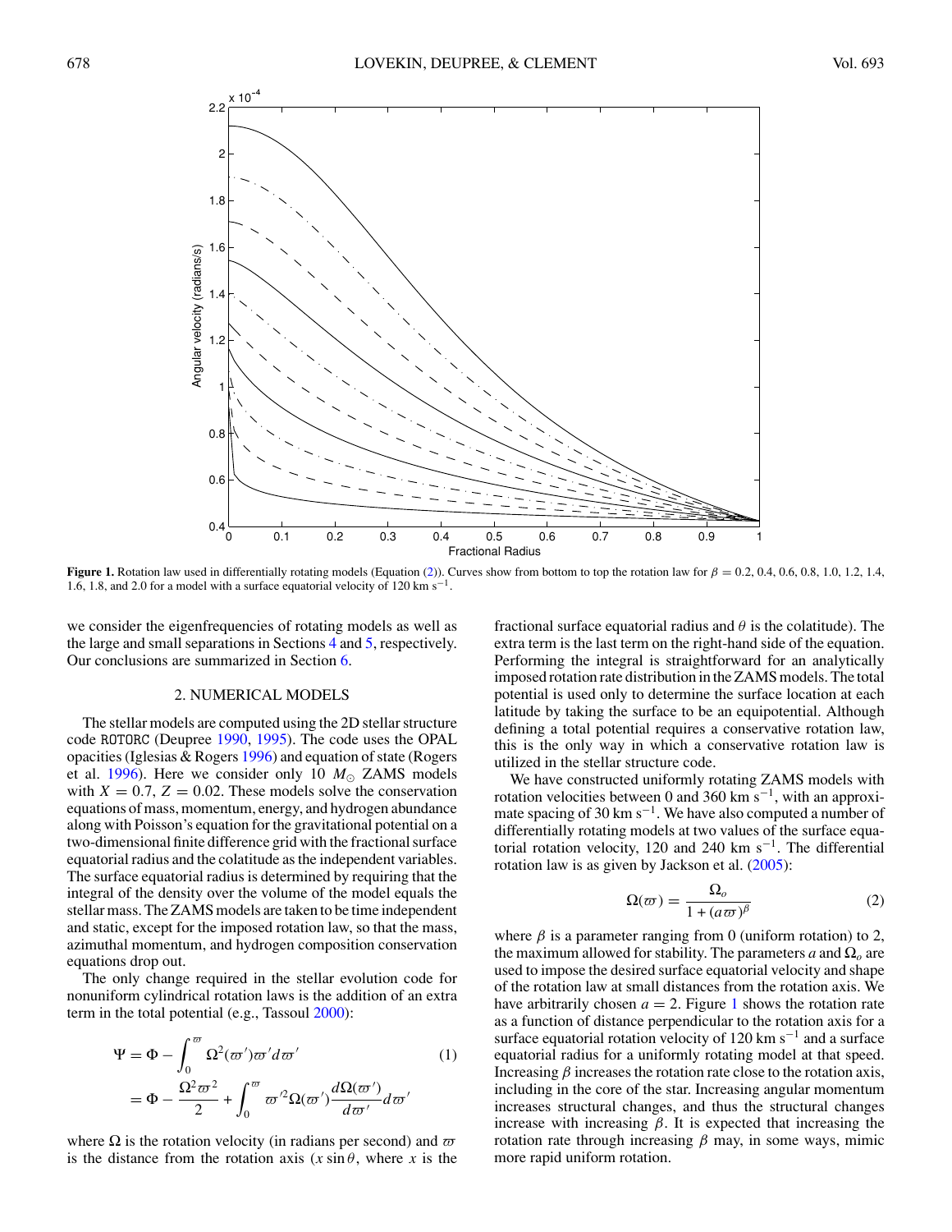**Figure 1.** Rotation law used in differentially rotating models (Equation (2)). Curves show from bottom to top the rotation law for $\beta = 0.2, 0.4, 0.6, 0.8, 1.0, 1.2, 1.4, 1.6, 1.8$, and $2.0$ for a model with a surface equatorial velocity of 120 km s$^{-1}$.

we consider the eigenfrequencies of rotating models as well as the large and small separations in Sections 4 and 5, respectively. Our conclusions are summarized in Section 6.

## 2. NUMERICAL MODELS

The stellar models are computed using the 2D stellar structure code ROTORC (Deupree 1990, 1995). The code uses the OPAL opacities (Iglesias & Rogers 1996) and equation of state (Rogers et al. 1996). Here we consider only 10 $M_\odot$ ZAMS models with $X = 0.7$, $Z = 0.02$. These models solve the conservation equations of mass, momentum, energy, and hydrogen abundance along with Poisson's equation for the gravitational potential on a two-dimensional finite difference grid with the fractional surface equatorial radius and the colatitude as the independent variables. The surface equatorial radius is determined by requiring that the integral of the density over the volume of the model equals the stellar mass. The ZAMS models are taken to be time independent and static, except for the imposed rotation law, so that the mass, azimuthal momentum, and hydrogen composition conservation equations drop out.

The only change required in the stellar evolution code for nonuniform cylindrical rotation laws is the addition of an extra term in the total potential (e.g., Tassoul 2000):

$$\Psi = \Phi - \int_0^{\varpi} \Omega^2(\varpi')\varpi' d\varpi' = \Phi - \frac{\Omega^2\varpi^2}{2} + \int_0^{\varpi} \varpi'^2 \Omega(\varpi') \frac{d\Omega(\varpi')}{d\varpi'} d\varpi' \tag{1}$$

where $\Omega$ is the rotation velocity (in radians per second) and $\varpi$ is the distance from the rotation axis ($x \sin\theta$, where $x$ is the fractional surface equatorial radius and $\theta$ is the colatitude). The extra term is the last term on the right-hand side of the equation. Performing the integral is straightforward for an analytically imposed rotation rate distribution in the ZAMS models. The total potential is used only to determine the surface location at each latitude by taking the surface to be an equipotential. Although defining a total potential requires a conservative rotation law, this is the only way in which a conservative rotation law is utilized in the stellar structure code.

We have constructed uniformly rotating ZAMS models with rotation velocities between 0 and 360 km s$^{-1}$, with an approximate spacing of 30 km s$^{-1}$. We have also computed a number of differentially rotating models at two values of the surface equatorial rotation velocity, 120 and 240 km s$^{-1}$. The differential rotation law is as given by Jackson et al. (2005):

$$\Omega(\varpi) = \frac{\Omega_o}{1 + (a\varpi)^\beta} \tag{2}$$

where $\beta$ is a parameter ranging from 0 (uniform rotation) to 2, the maximum allowed for stability. The parameters $a$ and $\Omega_o$ are used to impose the desired surface equatorial velocity and shape of the rotation law at small distances from the rotation axis. We have arbitrarily chosen $a = 2$. Figure 1 shows the rotation rate as a function of distance perpendicular to the rotation axis for a surface equatorial rotation velocity of 120 km s$^{-1}$ and a surface equatorial radius for a uniformly rotating model at that speed. Increasing $\beta$ increases the rotation rate close to the rotation axis, including in the core of the star. Increasing angular momentum increases structural changes, and thus the structural changes increase with increasing $\beta$. It is expected that increasing the rotation rate through increasing $\beta$ may, in some ways, mimic more rapid uniform rotation.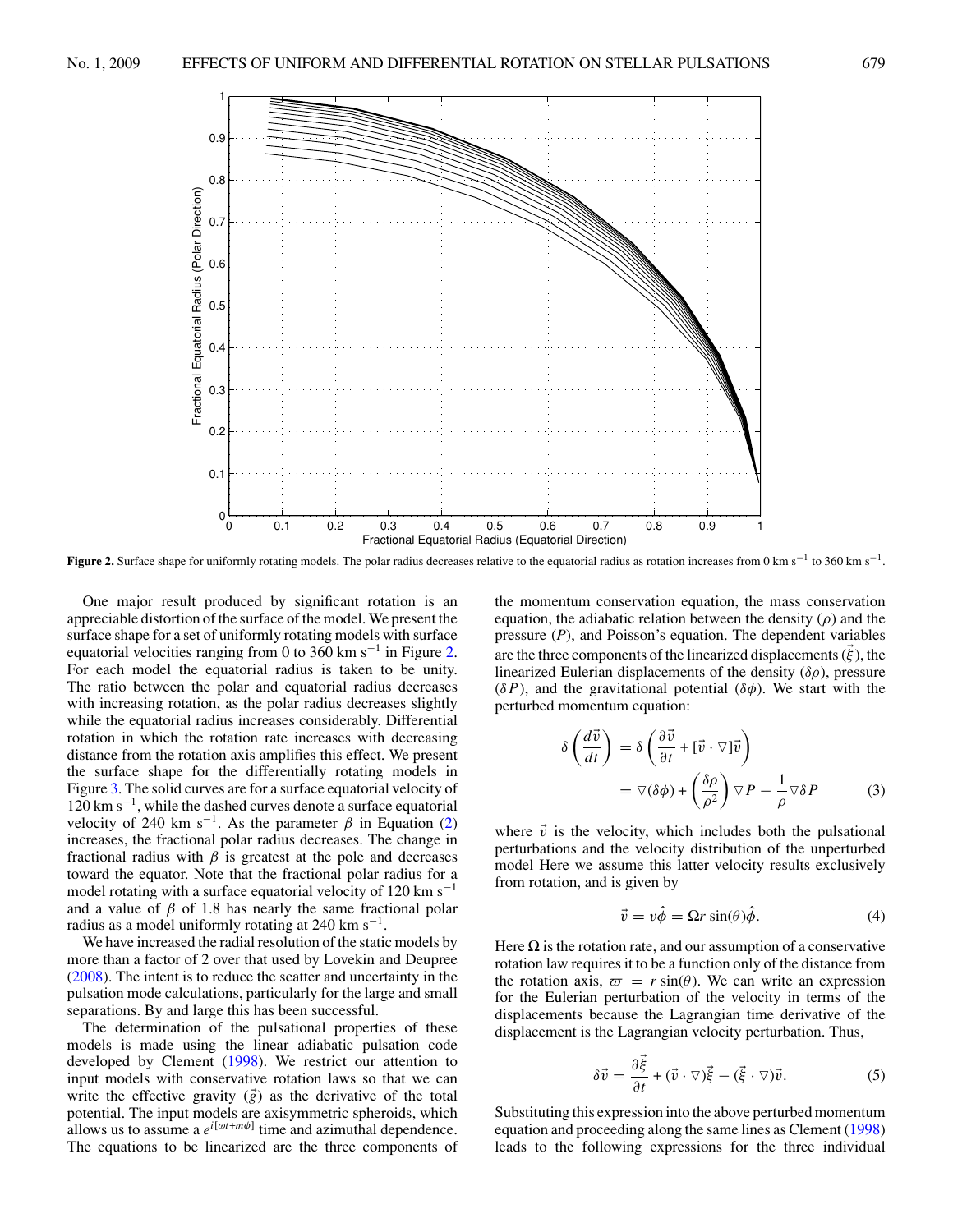**Figure 2.** Surface shape for uniformly rotating models. The polar radius decreases relative to the equatorial radius as rotation increases from 0 km s$^{-1}$ to 360 km s$^{-1}$.

One major result produced by significant rotation is an appreciable distortion of the surface of the model. We present the surface shape for a set of uniformly rotating models with surface equatorial velocities ranging from 0 to 360 km s$^{-1}$ in Figure 2. For each model the equatorial radius is taken to be unity. The ratio between the polar and equatorial radius decreases with increasing rotation, as the polar radius decreases slightly while the equatorial radius increases considerably. Differential rotation in which the rotation rate increases with decreasing distance from the rotation axis amplifies this effect. We present the surface shape for the differentially rotating models in Figure 3. The solid curves are for a surface equatorial velocity of 120 km s$^{-1}$, while the dashed curves denote a surface equatorial velocity of 240 km s$^{-1}$. As the parameter $\beta$ in Equation (2) increases, the fractional polar radius decreases. The change in fractional radius with $\beta$ is greatest at the pole and decreases toward the equator. Note that the fractional polar radius for a model rotating with a surface equatorial velocity of 120 km s$^{-1}$ and a value of $\beta$ of 1.8 has nearly the same fractional polar radius as a model uniformly rotating at 240 km s$^{-1}$.

We have increased the radial resolution of the static models by more than a factor of 2 over that used by Lovekin and Deupree (2008). The intent is to reduce the scatter and uncertainty in the pulsation mode calculations, particularly for the large and small separations. By and large this has been successful.

The determination of the pulsational properties of these models is made using the linear adiabatic pulsation code developed by Clement (1998). We restrict our attention to input models with conservative rotation laws so that we can write the effective gravity ($\vec{g}$) as the derivative of the total potential. The input models are axisymmetric spheroids, which allows us to assume a $e^{i[\omega t+m\phi]}$ time and azimuthal dependence. The equations to be linearized are the three components of the momentum conservation equation, the mass conservation equation, the adiabatic relation between the density ($\rho$) and the pressure ($P$), and Poisson's equation. The dependent variables are the three components of the linearized displacements ($\vec{\xi}$), the linearized Eulerian displacements of the density ($\delta\rho$), pressure ($\delta P$), and the gravitational potential ($\delta\phi$). We start with the perturbed momentum equation:

$$\delta\left(\frac{d\vec{v}}{dt}\right) = \delta\left(\frac{\partial\vec{v}}{\partial t} + [\vec{v}\cdot\nabla]\vec{v}\right) = \nabla(\delta\phi) + \left(\frac{\delta\rho}{\rho^2}\right)\nabla P - \frac{1}{\rho}\nabla\delta P \quad (3)$$

where $\vec{v}$ is the velocity, which includes both the pulsational perturbations and the velocity distribution of the unperturbed model Here we assume this latter velocity results exclusively from rotation, and is given by

$$\vec{v} = v\hat{\phi} = \Omega r\sin(\theta)\hat{\phi}. \quad (4)$$

Here $\Omega$ is the rotation rate, and our assumption of a conservative rotation law requires it to be a function only of the distance from the rotation axis, $\varpi = r\sin(\theta)$. We can write an expression for the Eulerian perturbation of the velocity in terms of the displacements because the Lagrangian time derivative of the displacement is the Lagrangian velocity perturbation. Thus,

$$\delta\vec{v} = \frac{\partial\vec{\xi}}{\partial t} + (\vec{v}\cdot\nabla)\vec{\xi} - (\vec{\xi}\cdot\nabla)\vec{v}. \quad (5)$$

Substituting this expression into the above perturbed momentum equation and proceeding along the same lines as Clement (1998) leads to the following expressions for the three individual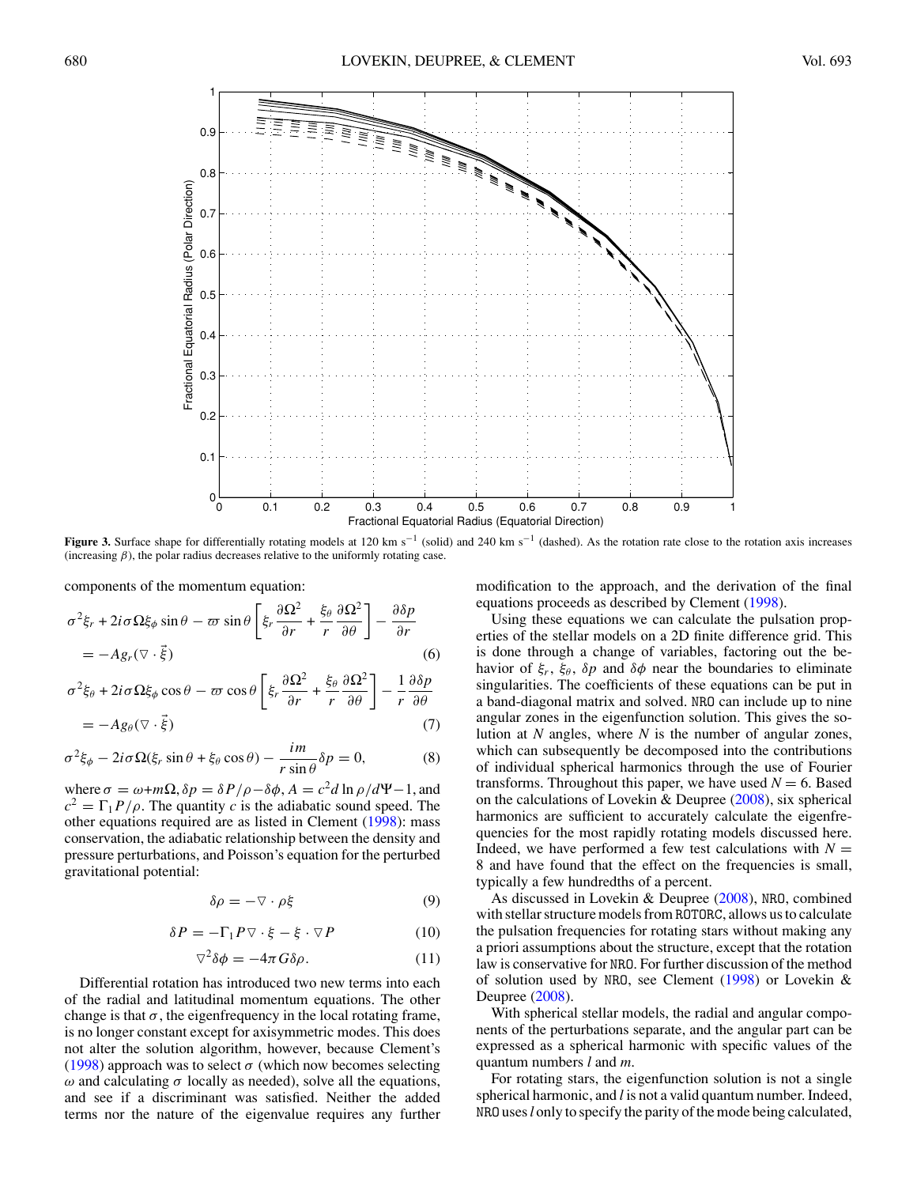**Figure 3.** Surface shape for differentially rotating models at 120 km s$^{-1}$ (solid) and 240 km s$^{-1}$ (dashed). As the rotation rate close to the rotation axis increases (increasing $\beta$), the polar radius decreases relative to the uniformly rotating case.

components of the momentum equation:

$$\sigma^2\xi_r + 2i\sigma\Omega\xi_\phi \sin\theta - \varpi \sin\theta\left[\xi_r\frac{\partial\Omega^2}{\partial r} + \frac{\xi_\theta}{r}\frac{\partial\Omega^2}{\partial\theta}\right] - \frac{\partial\delta p}{\partial r} = -Ag_r(\nabla\cdot\vec{\xi}) \tag{6}$$

$$\sigma^2\xi_\theta + 2i\sigma\Omega\xi_\phi \cos\theta - \varpi \cos\theta\left[\xi_r\frac{\partial\Omega^2}{\partial r} + \frac{\xi_\theta}{r}\frac{\partial\Omega^2}{\partial\theta}\right] - \frac{1}{r}\frac{\partial\delta p}{\partial\theta} = -Ag_\theta(\nabla\cdot\vec{\xi}) \tag{7}$$

$$\sigma^2\xi_\phi - 2i\sigma\Omega(\xi_r\sin\theta + \xi_\theta\cos\theta) - \frac{im}{r\sin\theta}\delta p = 0, \tag{8}$$

where $\sigma = \omega + m\Omega$, $\delta p = \delta P/\rho - \delta\phi$, $A = c^2 d\ln\rho/d\Psi - 1$, and $c^2 = \Gamma_1 P/\rho$. The quantity $c$ is the adiabatic sound speed. The other equations required are as listed in Clement (1998): mass conservation, the adiabatic relationship between the density and pressure perturbations, and Poisson's equation for the perturbed gravitational potential:

$$\delta\rho = -\nabla\cdot\rho\xi \tag{9}$$

$$\delta P = -\Gamma_1 P\nabla\cdot\xi - \xi\cdot\nabla P \tag{10}$$

$$\nabla^2\delta\phi = -4\pi G\delta\rho. \tag{11}$$

Differential rotation has introduced two new terms into each of the radial and latitudinal momentum equations. The other change is that $\sigma$, the eigenfrequency in the local rotating frame, is no longer constant except for axisymmetric modes. This does not alter the solution algorithm, however, because Clement's (1998) approach was to select $\sigma$ (which now becomes selecting $\omega$ and calculating $\sigma$ locally as needed), solve all the equations, and see if a discriminant was satisfied. Neither the added terms nor the nature of the eigenvalue requires any further modification to the approach, and the derivation of the final equations proceeds as described by Clement (1998).

Using these equations we can calculate the pulsation properties of the stellar models on a 2D finite difference grid. This is done through a change of variables, factoring out the behavior of $\xi_r$, $\xi_\theta$, $\delta p$ and $\delta\phi$ near the boundaries to eliminate singularities. The coefficients of these equations can be put in a band-diagonal matrix and solved. NRO can include up to nine angular zones in the eigenfunction solution. This gives the solution at $N$ angles, where $N$ is the number of angular zones, which can subsequently be decomposed into the contributions of individual spherical harmonics through the use of Fourier transforms. Throughout this paper, we have used $N = 6$. Based on the calculations of Lovekin & Deupree (2008), six spherical harmonics are sufficient to accurately calculate the eigenfrequencies for the most rapidly rotating models discussed here. Indeed, we have performed a few test calculations with $N = 8$ and have found that the effect on the frequencies is small, typically a few hundredths of a percent.

As discussed in Lovekin & Deupree (2008), NRO, combined with stellar structure models from ROTORC, allows us to calculate the pulsation frequencies for rotating stars without making any a priori assumptions about the structure, except that the rotation law is conservative for NRO. For further discussion of the method of solution used by NRO, see Clement (1998) or Lovekin & Deupree (2008).

With spherical stellar models, the radial and angular components of the perturbations separate, and the angular part can be expressed as a spherical harmonic with specific values of the quantum numbers $l$ and $m$.

For rotating stars, the eigenfunction solution is not a single spherical harmonic, and $l$ is not a valid quantum number. Indeed, NRO uses $l$ only to specify the parity of the mode being calculated,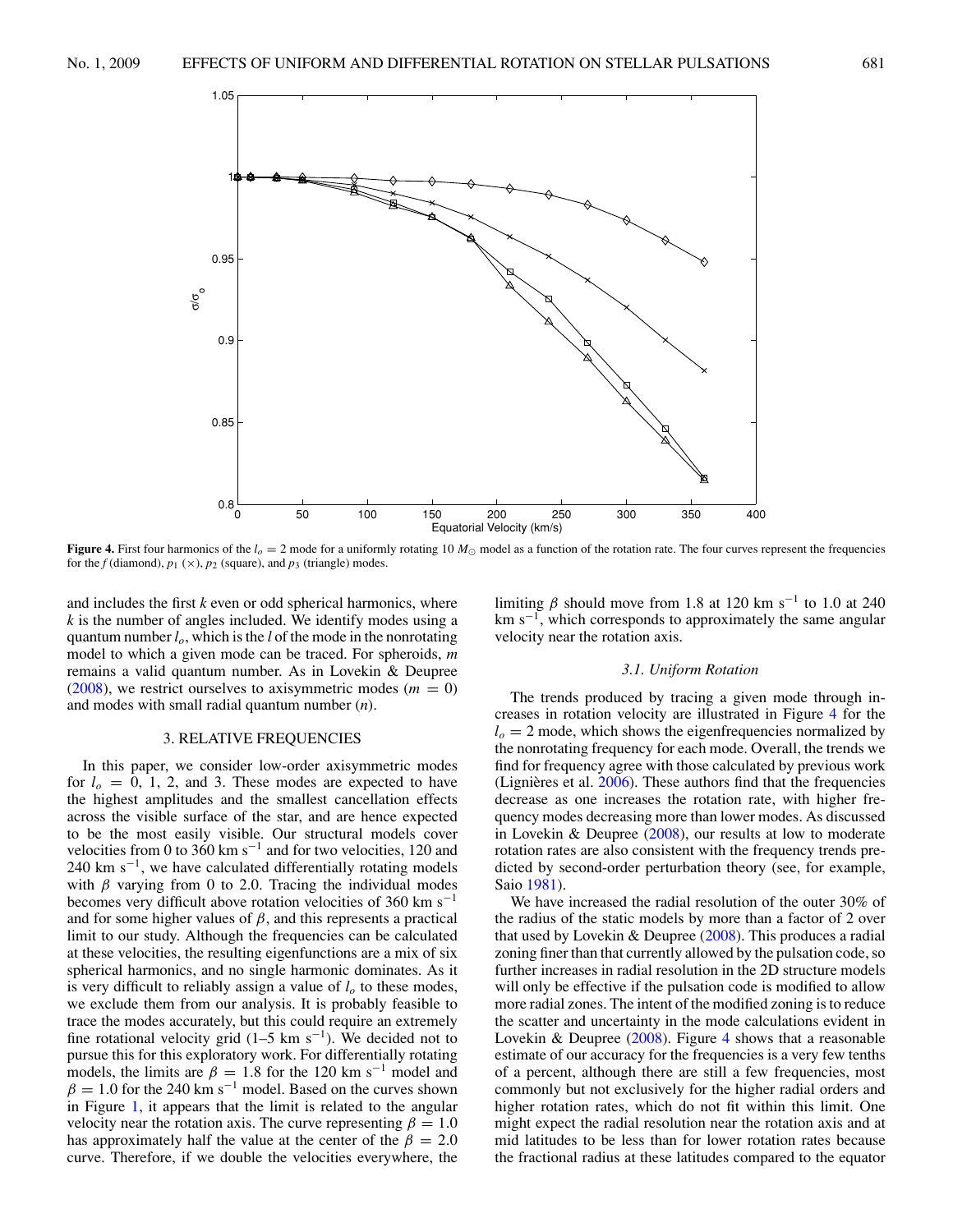**Figure 4.** First four harmonics of the $l_o = 2$ mode for a uniformly rotating 10 $M_{\odot}$ model as a function of the rotation rate. The four curves represent the frequencies for the $f$ (diamond), $p_1$ ($\times$), $p_2$ (square), and $p_3$ (triangle) modes.

and includes the first $k$ even or odd spherical harmonics, where $k$ is the number of angles included. We identify modes using a quantum number $l_o$, which is the $l$ of the mode in the nonrotating model to which a given mode can be traced. For spheroids, $m$ remains a valid quantum number. As in Lovekin & Deupree (2008), we restrict ourselves to axisymmetric modes ($m = 0$) and modes with small radial quantum number ($n$).

## 3. RELATIVE FREQUENCIES

In this paper, we consider low-order axisymmetric modes for $l_o = 0$, 1, 2, and 3. These modes are expected to have the highest amplitudes and the smallest cancellation effects across the visible surface of the star, and are hence expected to be the most easily visible. Our structural models cover velocities from 0 to 360 km s$^{-1}$ and for two velocities, 120 and 240 km s$^{-1}$, we have calculated differentially rotating models with $\beta$ varying from 0 to 2.0. Tracing the individual modes becomes very difficult above rotation velocities of 360 km s$^{-1}$ and for some higher values of $\beta$, and this represents a practical limit to our study. Although the frequencies can be calculated at these velocities, the resulting eigenfunctions are a mix of six spherical harmonics, and no single harmonic dominates. As it is very difficult to reliably assign a value of $l_o$ to these modes, we exclude them from our analysis. It is probably feasible to trace the modes accurately, but this could require an extremely fine rotational velocity grid (1–5 km s$^{-1}$). We decided not to pursue this for this exploratory work. For differentially rotating models, the limits are $\beta = 1.8$ for the 120 km s$^{-1}$ model and $\beta = 1.0$ for the 240 km s$^{-1}$ model. Based on the curves shown in Figure 1, it appears that the limit is related to the angular velocity near the rotation axis. The curve representing $\beta = 1.0$ has approximately half the value at the center of the $\beta = 2.0$ curve. Therefore, if we double the velocities everywhere, the limiting $\beta$ should move from 1.8 at 120 km s$^{-1}$ to 1.0 at 240 km s$^{-1}$, which corresponds to approximately the same angular velocity near the rotation axis.

### 3.1. Uniform Rotation

The trends produced by tracing a given mode through increases in rotation velocity are illustrated in Figure 4 for the $l_o = 2$ mode, which shows the eigenfrequencies normalized by the nonrotating frequency for each mode. Overall, the trends we find for frequency agree with those calculated by previous work (Lignières et al. 2006). These authors find that the frequencies decrease as one increases the rotation rate, with higher frequency modes decreasing more than lower modes. As discussed in Lovekin & Deupree (2008), our results at low to moderate rotation rates are also consistent with the frequency trends predicted by second-order perturbation theory (see, for example, Saio 1981).

We have increased the radial resolution of the outer 30% of the radius of the static models by more than a factor of 2 over that used by Lovekin & Deupree (2008). This produces a radial zoning finer than that currently allowed by the pulsation code, so further increases in radial resolution in the 2D structure models will only be effective if the pulsation code is modified to allow more radial zones. The intent of the modified zoning is to reduce the scatter and uncertainty in the mode calculations evident in Lovekin & Deupree (2008). Figure 4 shows that a reasonable estimate of our accuracy for the frequencies is a very few tenths of a percent, although there are still a few frequencies, most commonly but not exclusively for the higher radial orders and higher rotation rates, which do not fit within this limit. One might expect the radial resolution near the rotation axis and at mid latitudes to be less than for lower rotation rates because the fractional radius at these latitudes compared to the equator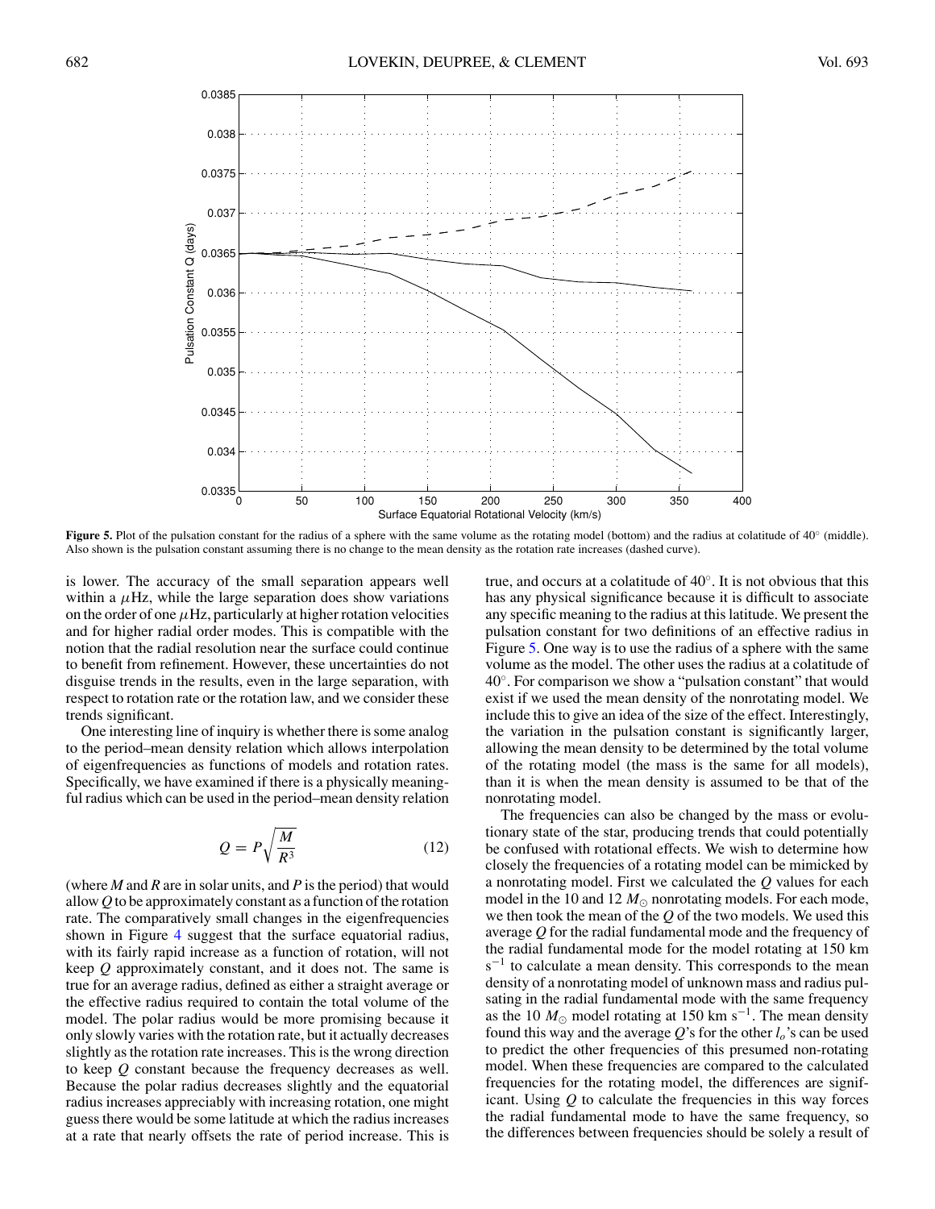Figure 5. Plot of the pulsation constant for the radius of a sphere with the same volume as the rotating model (bottom) and the radius at colatitude of 40° (middle). Also shown is the pulsation constant assuming there is no change to the mean density as the rotation rate increases (dashed curve).

is lower. The accuracy of the small separation appears well within a $\mu$Hz, while the large separation does show variations on the order of one $\mu$Hz, particularly at higher rotation velocities and for higher radial order modes. This is compatible with the notion that the radial resolution near the surface could continue to benefit from refinement. However, these uncertainties do not disguise trends in the results, even in the large separation, with respect to rotation rate or the rotation law, and we consider these trends significant.

One interesting line of inquiry is whether there is some analog to the period–mean density relation which allows interpolation of eigenfrequencies as functions of models and rotation rates. Specifically, we have examined if there is a physically meaningful radius which can be used in the period–mean density relation

$$Q = P\sqrt{\frac{M}{R^3}} \tag{12}$$

(where $M$ and $R$ are in solar units, and $P$ is the period) that would allow $Q$ to be approximately constant as a function of the rotation rate. The comparatively small changes in the eigenfrequencies shown in Figure 4 suggest that the surface equatorial radius, with its fairly rapid increase as a function of rotation, will not keep $Q$ approximately constant, and it does not. The same is true for an average radius, defined as either a straight average or the effective radius required to contain the total volume of the model. The polar radius would be more promising because it only slowly varies with the rotation rate, but it actually decreases slightly as the rotation rate increases. This is the wrong direction to keep $Q$ constant because the frequency decreases as well. Because the polar radius decreases slightly and the equatorial radius increases appreciably with increasing rotation, one might guess there would be some latitude at which the radius increases at a rate that nearly offsets the rate of period increase. This is true, and occurs at a colatitude of 40°. It is not obvious that this has any physical significance because it is difficult to associate any specific meaning to the radius at this latitude. We present the pulsation constant for two definitions of an effective radius in Figure 5. One way is to use the radius of a sphere with the same volume as the model. The other uses the radius at a colatitude of 40°. For comparison we show a "pulsation constant" that would exist if we used the mean density of the nonrotating model. We include this to give an idea of the size of the effect. Interestingly, the variation in the pulsation constant is significantly larger, allowing the mean density to be determined by the total volume of the rotating model (the mass is the same for all models), than it is when the mean density is assumed to be that of the nonrotating model.

The frequencies can also be changed by the mass or evolutionary state of the star, producing trends that could potentially be confused with rotational effects. We wish to determine how closely the frequencies of a rotating model can be mimicked by a nonrotating model. First we calculated the $Q$ values for each model in the 10 and 12 $M_{\odot}$ nonrotating models. For each mode, we then took the mean of the $Q$ of the two models. We used this average $Q$ for the radial fundamental mode and the frequency of the radial fundamental mode for the model rotating at 150 km s$^{-1}$ to calculate a mean density. This corresponds to the mean density of a nonrotating model of unknown mass and radius pulsating in the radial fundamental mode with the same frequency as the 10 $M_{\odot}$ model rotating at 150 km s$^{-1}$. The mean density found this way and the average $Q$'s for the other $l_o$'s can be used to predict the other frequencies of this presumed non-rotating model. When these frequencies are compared to the calculated frequencies for the rotating model, the differences are significant. Using $Q$ to calculate the frequencies in this way forces the radial fundamental mode to have the same frequency, so the differences between frequencies should be solely a result of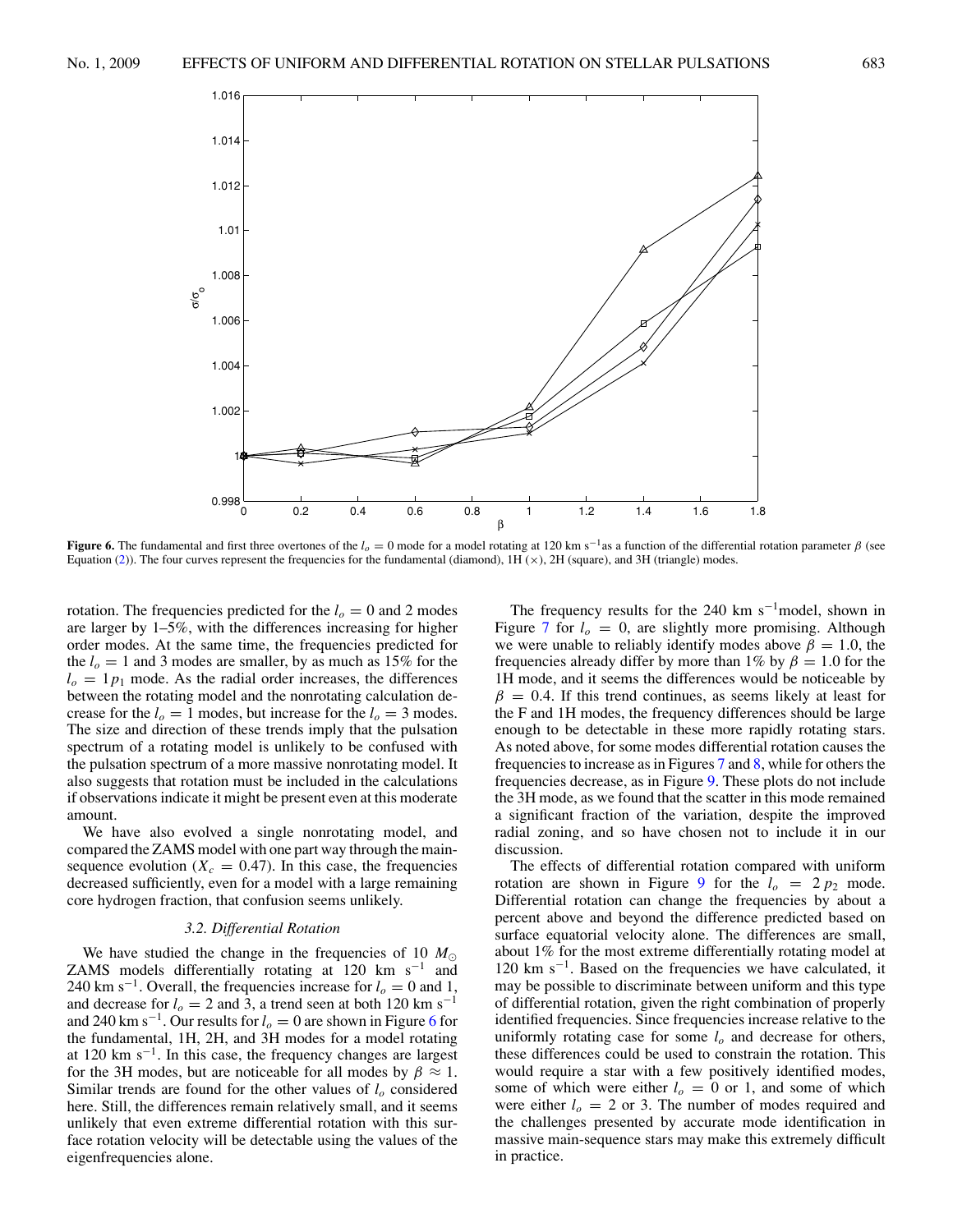**Figure 6.** The fundamental and first three overtones of the $l_o = 0$ mode for a model rotating at 120 km s$^{-1}$as a function of the differential rotation parameter $\beta$ (see Equation (2)). The four curves represent the frequencies for the fundamental (diamond), 1H ($\times$), 2H (square), and 3H (triangle) modes.

rotation. The frequencies predicted for the $l_o = 0$ and 2 modes are larger by 1–5%, with the differences increasing for higher order modes. At the same time, the frequencies predicted for the $l_o = 1$ and 3 modes are smaller, by as much as 15% for the $l_o = 1p_1$ mode. As the radial order increases, the differences between the rotating model and the nonrotating calculation decrease for the $l_o = 1$ modes, but increase for the $l_o = 3$ modes. The size and direction of these trends imply that the pulsation spectrum of a rotating model is unlikely to be confused with the pulsation spectrum of a more massive nonrotating model. It also suggests that rotation must be included in the calculations if observations indicate it might be present even at this moderate amount.

We have also evolved a single nonrotating model, and compared the ZAMS model with one part way through the main-sequence evolution ($X_c = 0.47$). In this case, the frequencies decreased sufficiently, even for a model with a large remaining core hydrogen fraction, that confusion seems unlikely.

### 3.2. Differential Rotation

We have studied the change in the frequencies of 10 $M_\odot$ ZAMS models differentially rotating at 120 km s$^{-1}$ and 240 km s$^{-1}$. Overall, the frequencies increase for $l_o = 0$ and 1, and decrease for $l_o = 2$ and 3, a trend seen at both 120 km s$^{-1}$ and 240 km s$^{-1}$. Our results for $l_o = 0$ are shown in Figure 6 for the fundamental, 1H, 2H, and 3H modes for a model rotating at 120 km s$^{-1}$. In this case, the frequency changes are largest for the 3H modes, but are noticeable for all modes by $\beta \approx 1$. Similar trends are found for the other values of $l_o$ considered here. Still, the differences remain relatively small, and it seems unlikely that even extreme differential rotation with this surface rotation velocity will be detectable using the values of the eigenfrequencies alone.

The frequency results for the 240 km s$^{-1}$model, shown in Figure 7 for $l_o = 0$, are slightly more promising. Although we were unable to reliably identify modes above $\beta = 1.0$, the frequencies already differ by more than 1% by $\beta = 1.0$ for the 1H mode, and it seems the differences would be noticeable by $\beta = 0.4$. If this trend continues, as seems likely at least for the F and 1H modes, the frequency differences should be large enough to be detectable in these more rapidly rotating stars. As noted above, for some modes differential rotation causes the frequencies to increase as in Figures 7 and 8, while for others the frequencies decrease, as in Figure 9. These plots do not include the 3H mode, as we found that the scatter in this mode remained a significant fraction of the variation, despite the improved radial zoning, and so have chosen not to include it in our discussion.

The effects of differential rotation compared with uniform rotation are shown in Figure 9 for the $l_o = 2\,p_2$ mode. Differential rotation can change the frequencies by about a percent above and beyond the difference predicted based on surface equatorial velocity alone. The differences are small, about 1% for the most extreme differentially rotating model at 120 km s$^{-1}$. Based on the frequencies we have calculated, it may be possible to discriminate between uniform and this type of differential rotation, given the right combination of properly identified frequencies. Since frequencies increase relative to the uniformly rotating case for some $l_o$ and decrease for others, these differences could be used to constrain the rotation. This would require a star with a few positively identified modes, some of which were either $l_o = 0$ or 1, and some of which were either $l_o = 2$ or 3. The number of modes required and the challenges presented by accurate mode identification in massive main-sequence stars may make this extremely difficult in practice.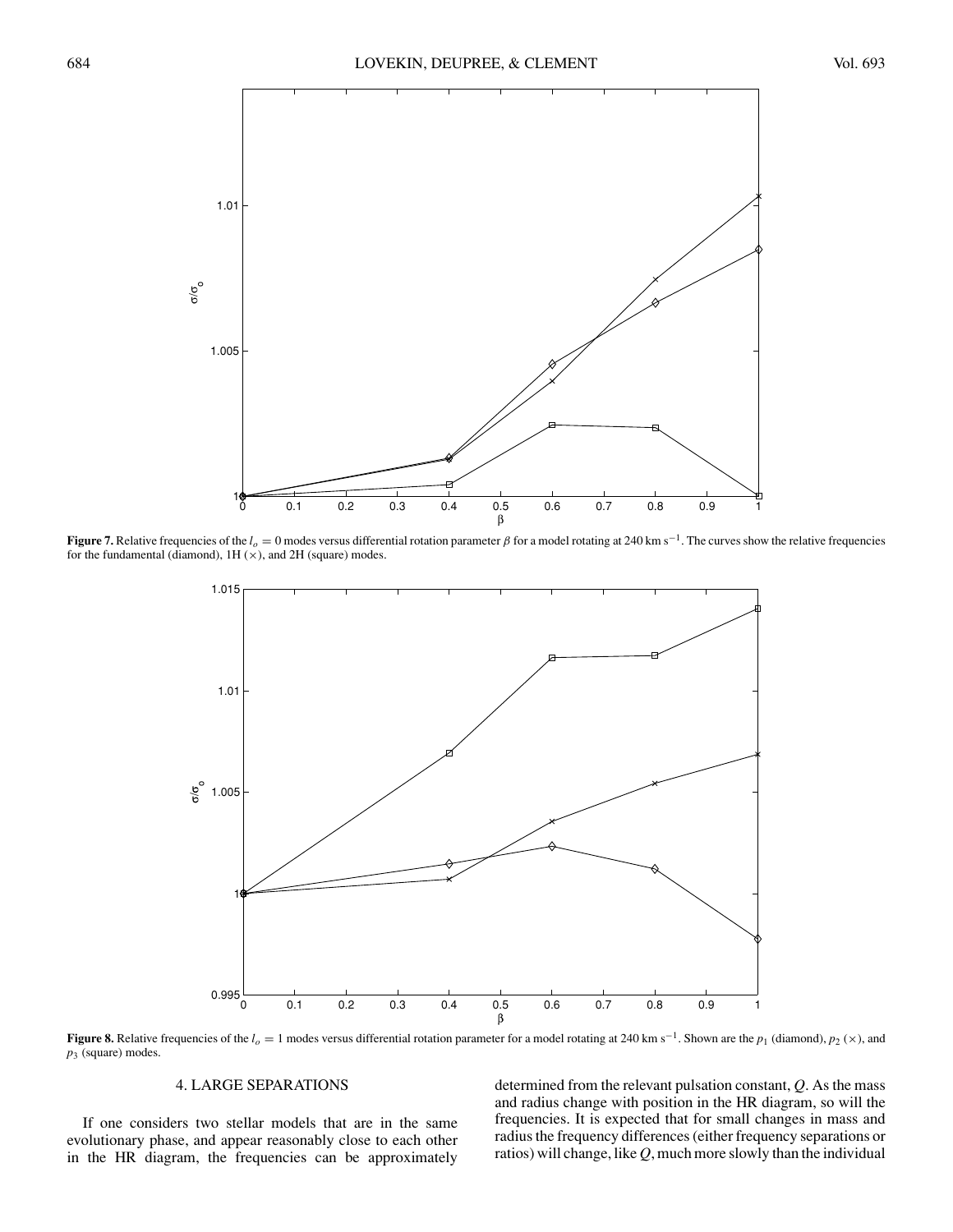**Figure 7.** Relative frequencies of the $l_o = 0$ modes versus differential rotation parameter $\beta$ for a model rotating at 240 km s$^{-1}$. The curves show the relative frequencies for the fundamental (diamond), 1H ($\times$), and 2H (square) modes.

**Figure 8.** Relative frequencies of the $l_o = 1$ modes versus differential rotation parameter for a model rotating at 240 km s$^{-1}$. Shown are the $p_1$ (diamond), $p_2$ ($\times$), and $p_3$ (square) modes.

## 4. LARGE SEPARATIONS

If one considers two stellar models that are in the same evolutionary phase, and appear reasonably close to each other in the HR diagram, the frequencies can be approximately determined from the relevant pulsation constant, $Q$. As the mass and radius change with position in the HR diagram, so will the frequencies. It is expected that for small changes in mass and radius the frequency differences (either frequency separations or ratios) will change, like $Q$, much more slowly than the individual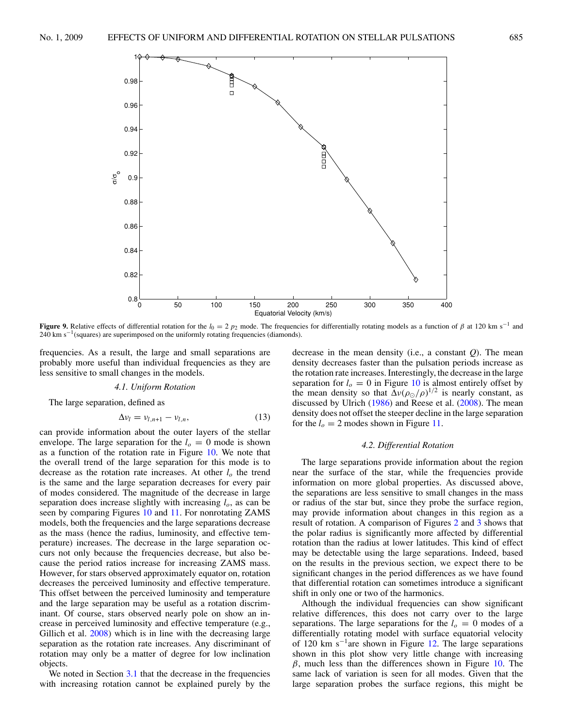**Figure 9.** Relative effects of differential rotation for the $l_0 = 2$ $p_2$ mode. The frequencies for differentially rotating models as a function of $\beta$ at 120 km s$^{-1}$ and 240 km s$^{-1}$(squares) are superimposed on the uniformly rotating frequencies (diamonds).

frequencies. As a result, the large and small separations are probably more useful than individual frequencies as they are less sensitive to small changes in the models.

### 4.1. *Uniform Rotation*

The large separation, defined as

$$\Delta\nu_l = \nu_{l,n+1} - \nu_{l,n}, \tag{13}$$

can provide information about the outer layers of the stellar envelope. The large separation for the $l_o = 0$ mode is shown as a function of the rotation rate in Figure 10. We note that the overall trend of the large separation for this mode is to decrease as the rotation rate increases. At other $l_o$ the trend is the same and the large separation decreases for every pair of modes considered. The magnitude of the decrease in large separation does increase slightly with increasing $l_o$, as can be seen by comparing Figures 10 and 11. For nonrotating ZAMS models, both the frequencies and the large separations decrease as the mass (hence the radius, luminosity, and effective temperature) increases. The decrease in the large separation occurs not only because the frequencies decrease, but also because the period ratios increase for increasing ZAMS mass. However, for stars observed approximately equator on, rotation decreases the perceived luminosity and effective temperature. This offset between the perceived luminosity and temperature and the large separation may be useful as a rotation discriminant. Of course, stars observed nearly pole on show an increase in perceived luminosity and effective temperature (e.g., Gillich et al. 2008) which is in line with the decreasing large separation as the rotation rate increases. Any discriminant of rotation may only be a matter of degree for low inclination objects.

We noted in Section 3.1 that the decrease in the frequencies with increasing rotation cannot be explained purely by the decrease in the mean density (i.e., a constant $Q$). The mean density decreases faster than the pulsation periods increase as the rotation rate increases. Interestingly, the decrease in the large separation for $l_o = 0$ in Figure 10 is almost entirely offset by the mean density so that $\Delta\nu(\rho_\odot/\rho)^{1/2}$ is nearly constant, as discussed by Ulrich (1986) and Reese et al. (2008). The mean density does not offset the steeper decline in the large separation for the $l_o = 2$ modes shown in Figure 11.

### 4.2. *Differential Rotation*

The large separations provide information about the region near the surface of the star, while the frequencies provide information on more global properties. As discussed above, the separations are less sensitive to small changes in the mass or radius of the star but, since they probe the surface region, may provide information about changes in this region as a result of rotation. A comparison of Figures 2 and 3 shows that the polar radius is significantly more affected by differential rotation than the radius at lower latitudes. This kind of effect may be detectable using the large separations. Indeed, based on the results in the previous section, we expect there to be significant changes in the period differences as we have found that differential rotation can sometimes introduce a significant shift in only one or two of the harmonics.

Although the individual frequencies can show significant relative differences, this does not carry over to the large separations. The large separations for the $l_o = 0$ modes of a differentially rotating model with surface equatorial velocity of 120 km s$^{-1}$are shown in Figure 12. The large separations shown in this plot show very little change with increasing $\beta$, much less than the differences shown in Figure 10. The same lack of variation is seen for all modes. Given that the large separation probes the surface regions, this might be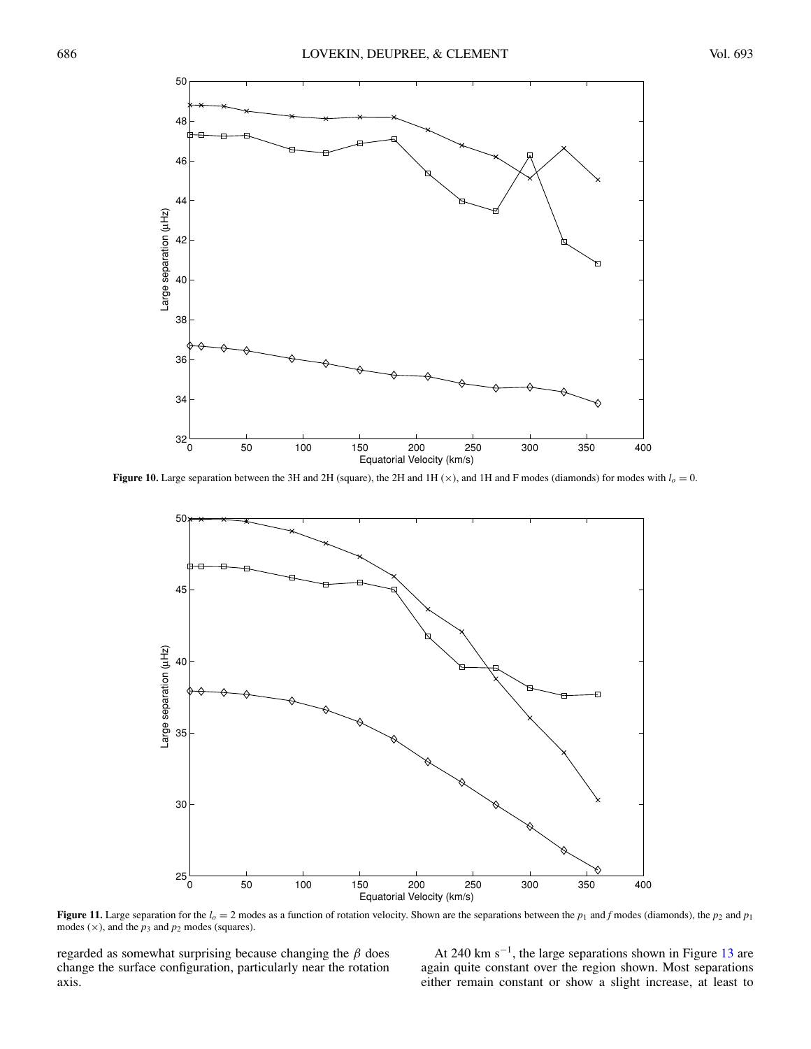**Figure 10.** Large separation between the 3H and 2H (square), the 2H and 1H (×), and 1H and F modes (diamonds) for modes with $l_o = 0$.

**Figure 11.** Large separation for the $l_o = 2$ modes as a function of rotation velocity. Shown are the separations between the $p_1$ and $f$ modes (diamonds), the $p_2$ and $p_1$ modes (×), and the $p_3$ and $p_2$ modes (squares).

regarded as somewhat surprising because changing the $\beta$ does change the surface configuration, particularly near the rotation axis.

At 240 km s$^{-1}$, the large separations shown in Figure 13 are again quite constant over the region shown. Most separations either remain constant or show a slight increase, at least to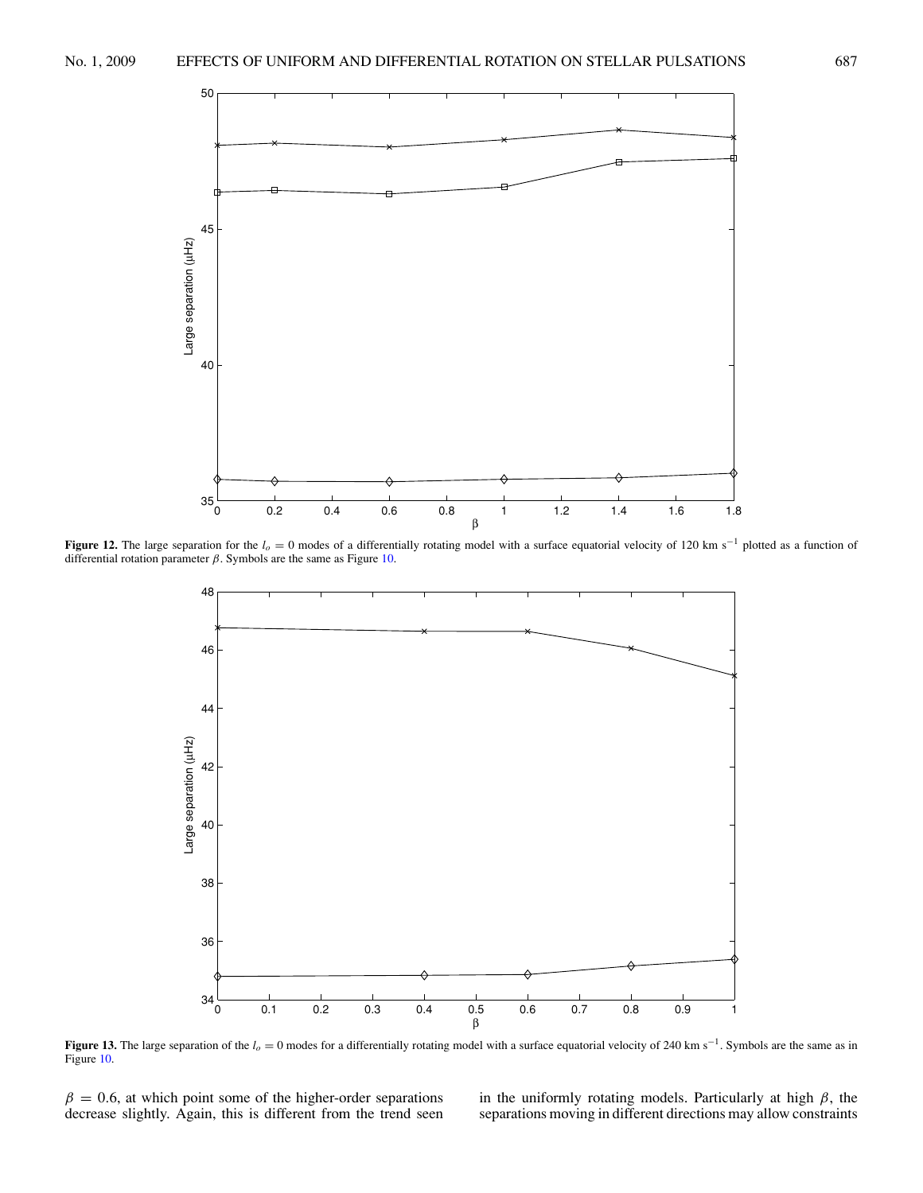**Figure 12.** The large separation for the $l_o = 0$ modes of a differentially rotating model with a surface equatorial velocity of 120 km s$^{-1}$ plotted as a function of differential rotation parameter $\beta$. Symbols are the same as Figure 10.

**Figure 13.** The large separation of the $l_o = 0$ modes for a differentially rotating model with a surface equatorial velocity of 240 km s$^{-1}$. Symbols are the same as in Figure 10.

$\beta = 0.6$, at which point some of the higher-order separations decrease slightly. Again, this is different from the trend seen in the uniformly rotating models. Particularly at high $\beta$, the separations moving in different directions may allow constraints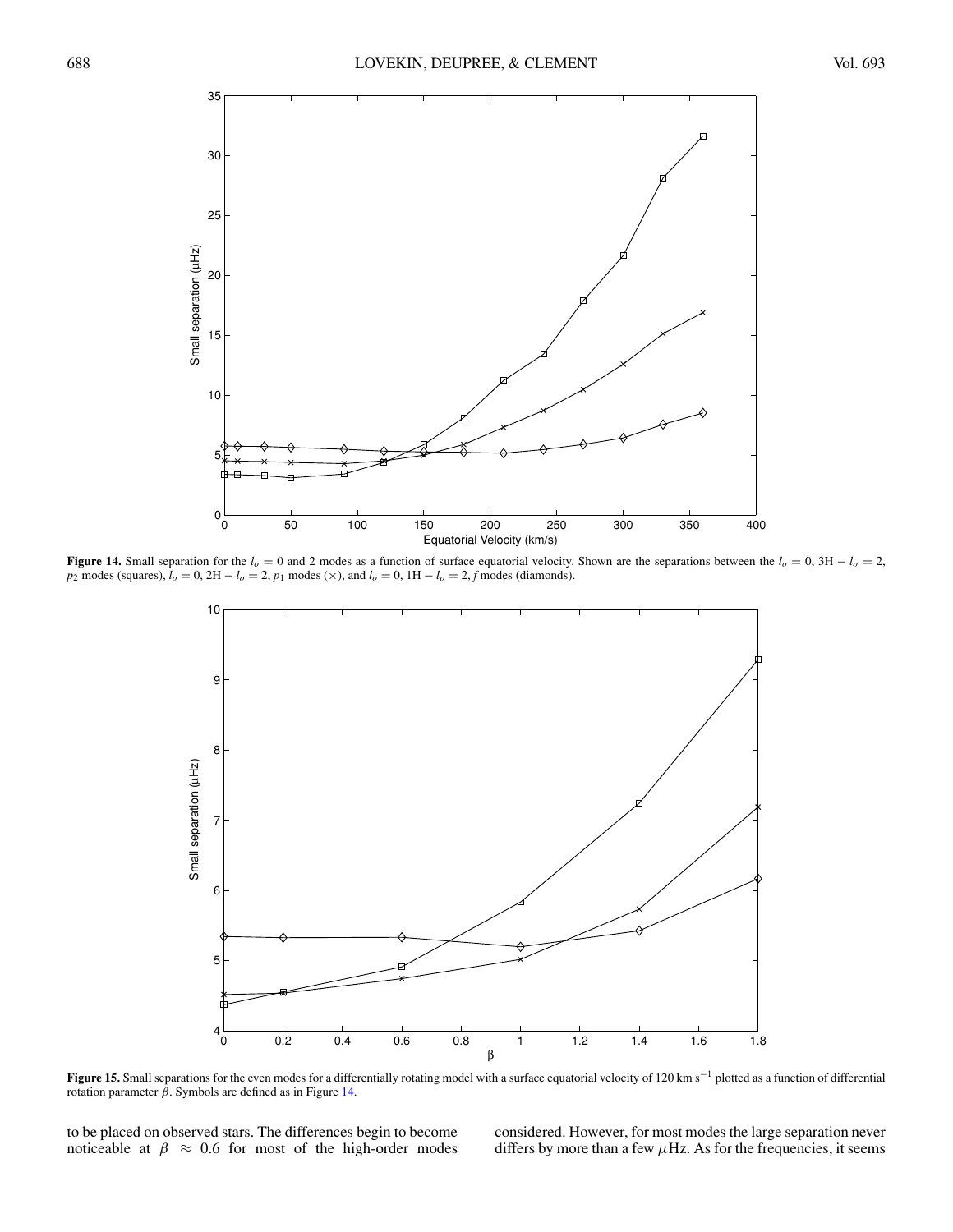**Figure 14.** Small separation for the $l_o = 0$ and 2 modes as a function of surface equatorial velocity. Shown are the separations between the $l_o = 0$, 3H $- l_o = 2$, $p_2$ modes (squares), $l_o = 0$, 2H $- l_o = 2$, $p_1$ modes ($\times$), and $l_o = 0$, 1H $- l_o = 2$, *f* modes (diamonds).

**Figure 15.** Small separations for the even modes for a differentially rotating model with a surface equatorial velocity of 120 km s$^{-1}$ plotted as a function of differential rotation parameter $\beta$. Symbols are defined as in Figure 14.

to be placed on observed stars. The differences begin to become noticeable at $\beta \approx 0.6$ for most of the high-order modes considered. However, for most modes the large separation never differs by more than a few $\mu$Hz. As for the frequencies, it seems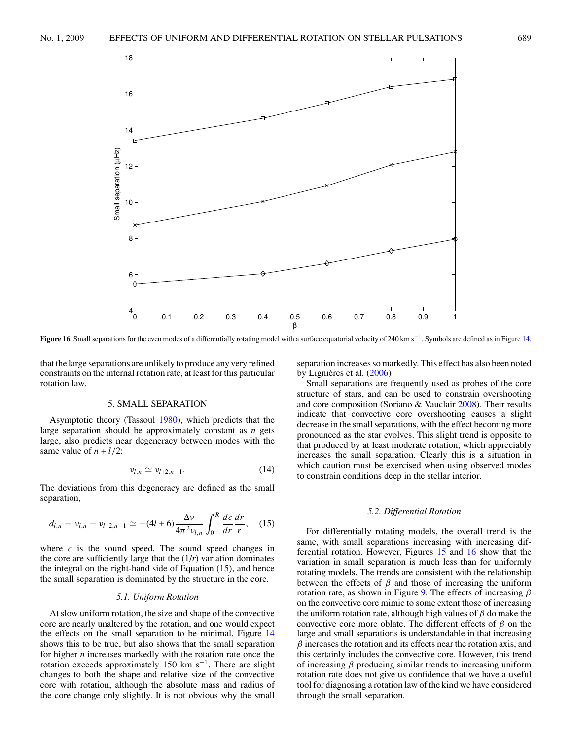Figure 16. Small separations for the even modes of a differentially rotating model with a surface equatorial velocity of 240 km s$^{-1}$. Symbols are defined as in Figure 14.

that the large separations are unlikely to produce any very refined constraints on the internal rotation rate, at least for this particular rotation law.

## 5. SMALL SEPARATION

Asymptotic theory (Tassoul 1980), which predicts that the large separation should be approximately constant as $n$ gets large, also predicts near degeneracy between modes with the same value of $n + l/2$:

$$\nu_{l,n} \simeq \nu_{l+2,n-1}. \tag{14}$$

The deviations from this degeneracy are defined as the small separation,

$$d_{l,n} = \nu_{l,n} - \nu_{l+2,n-1} \simeq -(4l+6)\frac{\Delta\nu}{4\pi^2\nu_{l,n}}\int_0^R \frac{dc}{dr}\frac{dr}{r}, \tag{15}$$

where $c$ is the sound speed. The sound speed changes in the core are sufficiently large that the $(1/r)$ variation dominates the integral on the right-hand side of Equation (15), and hence the small separation is dominated by the structure in the core.

### 5.1. Uniform Rotation

At slow uniform rotation, the size and shape of the convective core are nearly unaltered by the rotation, and one would expect the effects on the small separation to be minimal. Figure 14 shows this to be true, but also shows that the small separation for higher $n$ increases markedly with the rotation rate once the rotation exceeds approximately 150 km s$^{-1}$. There are slight changes to both the shape and relative size of the convective core with rotation, although the absolute mass and radius of the core change only slightly. It is not obvious why the small separation increases so markedly. This effect has also been noted by Lignières et al. (2006)

Small separations are frequently used as probes of the core structure of stars, and can be used to constrain overshooting and core composition (Soriano & Vauclair 2008). Their results indicate that convective core overshooting causes a slight decrease in the small separations, with the effect becoming more pronounced as the star evolves. This slight trend is opposite to that produced by at least moderate rotation, which appreciably increases the small separation. Clearly this is a situation in which caution must be exercised when using observed modes to constrain conditions deep in the stellar interior.

### 5.2. Differential Rotation

For differentially rotating models, the overall trend is the same, with small separations increasing with increasing differential rotation. However, Figures 15 and 16 show that the variation in small separation is much less than for uniformly rotating models. The trends are consistent with the relationship between the effects of $\beta$ and those of increasing the uniform rotation rate, as shown in Figure 9. The effects of increasing $\beta$ on the convective core mimic to some extent those of increasing the uniform rotation rate, although high values of $\beta$ do make the convective core more oblate. The different effects of $\beta$ on the large and small separations is understandable in that increasing $\beta$ increases the rotation and its effects near the rotation axis, and this certainly includes the convective core. However, this trend of increasing $\beta$ producing similar trends to increasing uniform rotation rate does not give us confidence that we have a useful tool for diagnosing a rotation law of the kind we have considered through the small separation.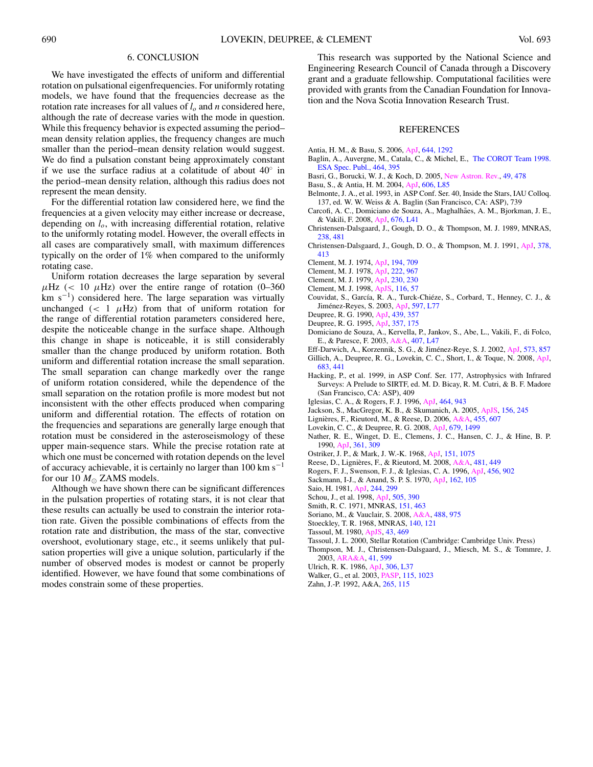## 6. CONCLUSION

We have investigated the effects of uniform and differential rotation on pulsational eigenfrequencies. For uniformly rotating models, we have found that the frequencies decrease as the rotation rate increases for all values of $l_o$ and $n$ considered here, although the rate of decrease varies with the mode in question. While this frequency behavior is expected assuming the period–mean density relation applies, the frequency changes are much smaller than the period–mean density relation would suggest. We do find a pulsation constant being approximately constant if we use the surface radius at a colatitude of about 40° in the period–mean density relation, although this radius does not represent the mean density.

For the differential rotation law considered here, we find the frequencies at a given velocity may either increase or decrease, depending on $l_o$, with increasing differential rotation, relative to the uniformly rotating model. However, the overall effects in all cases are comparatively small, with maximum differences typically on the order of 1% when compared to the uniformly rotating case.

Uniform rotation decreases the large separation by several $\mu$Hz ($< 10$ $\mu$Hz) over the entire range of rotation (0–360 km $s^{-1}$) considered here. The large separation was virtually unchanged ($< 1$ $\mu$Hz) from that of uniform rotation for the range of differential rotation parameters considered here, despite the noticeable change in the surface shape. Although this change in shape is noticeable, it is still considerably smaller than the change produced by uniform rotation. Both uniform and differential rotation increase the small separation. The small separation can change markedly over the range of uniform rotation considered, while the dependence of the small separation on the rotation profile is more modest but not inconsistent with the other effects produced when comparing uniform and differential rotation. The effects of rotation on the frequencies and separations are generally large enough that rotation must be considered in the asteroseismology of these upper main-sequence stars. While the precise rotation rate at which one must be concerned with rotation depends on the level of accuracy achievable, it is certainly no larger than 100 km $s^{-1}$ for our 10 $M_{\odot}$ ZAMS models.

Although we have shown there can be significant differences in the pulsation properties of rotating stars, it is not clear that these results can actually be used to constrain the interior rotation rate. Given the possible combinations of effects from the rotation rate and distribution, the mass of the star, convective overshoot, evolutionary stage, etc., it seems unlikely that pulsation properties will give a unique solution, particularly if the number of observed modes is modest or cannot be properly identified. However, we have found that some combinations of modes constrain some of these properties.

This research was supported by the National Science and Engineering Research Council of Canada through a Discovery grant and a graduate fellowship. Computational facilities were provided with grants from the Canadian Foundation for Innovation and the Nova Scotia Innovation Research Trust.

## REFERENCES

Antia, H. M., & Basu, S. 2006, ApJ, 644, 1292
Baglin, A., Auvergne, M., Catala, C., & Michel, E., The COROT Team 1998. ESA Spec. Publ., 464, 395
Basri, G., Borucki, W. J., & Koch, D. 2005, New Astron. Rev., 49, 478
Basu, S., & Antia, H. M. 2004, ApJ, 606, L85
Belmonte, J. A., et al. 1993, in ASP Conf. Ser. 40, Inside the Stars, IAU Colloq. 137, ed. W. W. Weiss & A. Baglin (San Francisco, CA: ASP), 739
Carcofi, A. C., Domiciano de Souza, A., Maghalhães, A. M., Bjorkman, J. E., & Vakili, F. 2008, ApJ, 676, L41
Christensen-Dalsgaard, J., Gough, D. O., & Thompson, M. J. 1989, MNRAS, 238, 481
Christensen-Dalsgaard, J., Gough, D. O., & Thompson, M. J. 1991, ApJ, 378, 413
Clement, M. J. 1974, ApJ, 194, 709
Clement, M. J. 1978, ApJ, 222, 967
Clement, M. J. 1979, ApJ, 230, 230
Clement, M. J. 1998, ApJS, 116, 57
Couvidat, S., García, R. A., Turck-Chiéze, S., Corbard, T., Henney, C. J., & Jiménez-Reyes, S. 2003, ApJ, 597, L77
Deupree, R. G. 1990, ApJ, 439, 357
Deupree, R. G. 1995, ApJ, 357, 175
Domiciano de Souza, A., Kervella, P., Jankov, S., Abe, L., Vakili, F., di Folco, E., & Paresce, F. 2003, A&A, 407, L47
Eff-Darwich, A., Korzennik, S. G., & Jiménez-Reye, S. J. 2002, ApJ, 573, 857
Gillich, A., Deupree, R. G., Lovekin, C. C., Short, I., & Toque, N. 2008, ApJ, 683, 441
Hacking, P., et al. 1999, in ASP Conf. Ser. 177, Astrophysics with Infrared Surveys: A Prelude to SIRTF, ed. M. D. Bicay, R. M. Cutri, & B. F. Madore (San Francisco, CA: ASP), 409
Iglesias, C. A., & Rogers, F. J. 1996, ApJ, 464, 943
Jackson, S., MacGregor, K. B., & Skumanich, A. 2005, ApJS, 156, 245
Lignières, F., Rieutord, M., & Reese, D. 2006, A&A, 455, 607
Lovekin, C. C., & Deupree, R. G. 2008, ApJ, 679, 1499
Nather, R. E., Winget, D. E., Clemens, J. C., Hansen, C. J., & Hine, B. P. 1990, ApJ, 361, 309
Ostriker, J. P., & Mark, J. W.-K. 1968, ApJ, 151, 1075
Reese, D., Lignières, F., & Rieutord, M. 2008, A&A, 481, 449
Rogers, F. J., Swenson, F. J., & Iglesias, C. A. 1996, ApJ, 456, 902
Sackmann, I.-J., & Anand, S. P. S. 1970, ApJ, 162, 105
Saio, H. 1981, ApJ, 244, 299
Schou, J., et al. 1998, ApJ, 505, 390
Smith, R. C. 1971, MNRAS, 151, 463
Soriano, M., & Vauclair, S. 2008, A&A, 488, 975
Stoeckley, T. R. 1968, MNRAS, 140, 121
Tassoul, M. 1980, ApJS, 43, 469
Tassoul, J. L. 2000, Stellar Rotation (Cambridge: Cambridge Univ. Press)
Thompson, M. J., Christensen-Dalsgaard, J., Miesch, M. S., & Tommre, J. 2003, ARA&A, 41, 599
Ulrich, R. K. 1986, ApJ, 306, L37
Walker, G., et al. 2003, PASP, 115, 1023
Zahn, J.-P. 1992, A&A, 265, 115